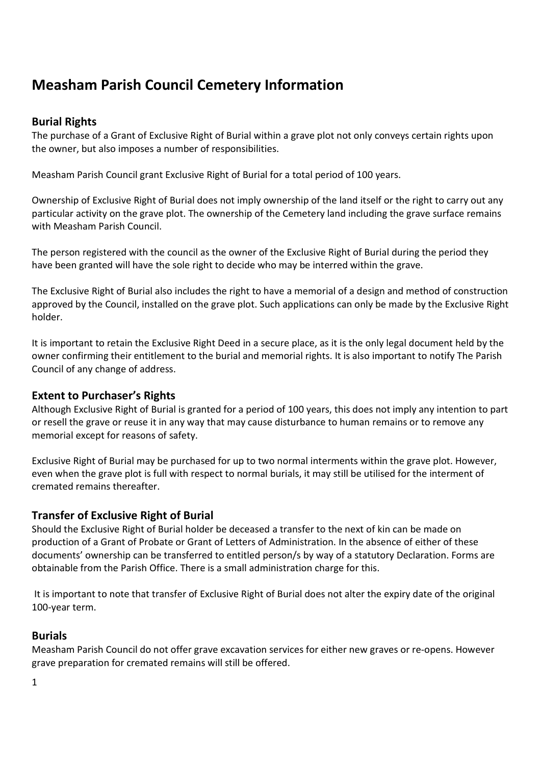# Measham Parish Council Cemetery Information

## Burial Rights

The purchase of a Grant of Exclusive Right of Burial within a grave plot not only conveys certain rights upon the owner, but also imposes a number of responsibilities.

Measham Parish Council grant Exclusive Right of Burial for a total period of 100 years.

Ownership of Exclusive Right of Burial does not imply ownership of the land itself or the right to carry out any particular activity on the grave plot. The ownership of the Cemetery land including the grave surface remains with Measham Parish Council.

The person registered with the council as the owner of the Exclusive Right of Burial during the period they have been granted will have the sole right to decide who may be interred within the grave.

The Exclusive Right of Burial also includes the right to have a memorial of a design and method of construction approved by the Council, installed on the grave plot. Such applications can only be made by the Exclusive Right holder.

It is important to retain the Exclusive Right Deed in a secure place, as it is the only legal document held by the owner confirming their entitlement to the burial and memorial rights. It is also important to notify The Parish Council of any change of address.

## Extent to Purchaser's Rights

Although Exclusive Right of Burial is granted for a period of 100 years, this does not imply any intention to part or resell the grave or reuse it in any way that may cause disturbance to human remains or to remove any memorial except for reasons of safety.

Exclusive Right of Burial may be purchased for up to two normal interments within the grave plot. However, even when the grave plot is full with respect to normal burials, it may still be utilised for the interment of cremated remains thereafter.

## Transfer of Exclusive Right of Burial

Should the Exclusive Right of Burial holder be deceased a transfer to the next of kin can be made on production of a Grant of Probate or Grant of Letters of Administration. In the absence of either of these documents' ownership can be transferred to entitled person/s by way of a statutory Declaration. Forms are obtainable from the Parish Office. There is a small administration charge for this.

It is important to note that transfer of Exclusive Right of Burial does not alter the expiry date of the original 100-year term.

## Burials

Measham Parish Council do not offer grave excavation services for either new graves or re-opens. However grave preparation for cremated remains will still be offered.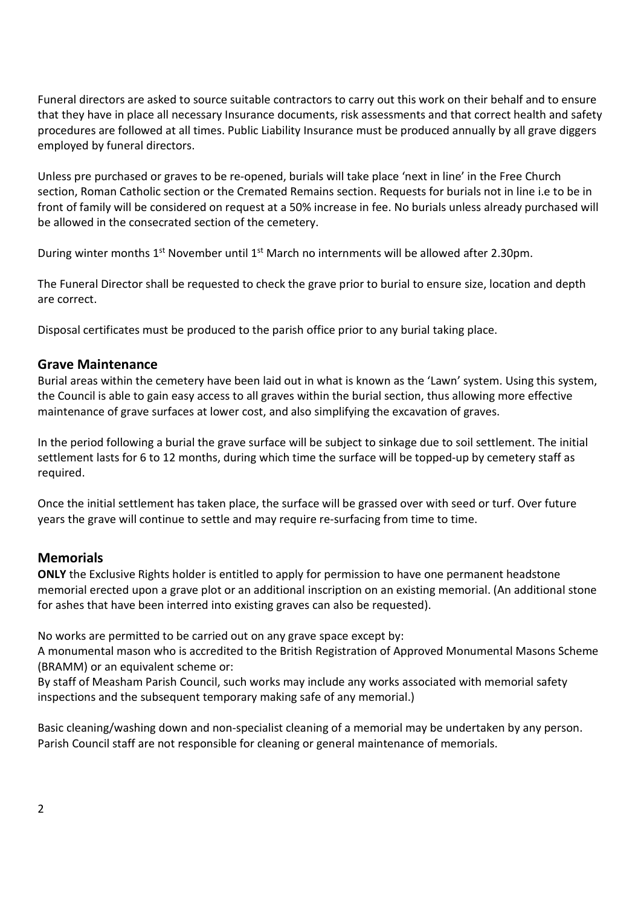Funeral directors are asked to source suitable contractors to carry out this work on their behalf and to ensure that they have in place all necessary Insurance documents, risk assessments and that correct health and safety procedures are followed at all times. Public Liability Insurance must be produced annually by all grave diggers employed by funeral directors.

Unless pre purchased or graves to be re-opened, burials will take place 'next in line' in the Free Church section, Roman Catholic section or the Cremated Remains section. Requests for burials not in line i.e to be in front of family will be considered on request at a 50% increase in fee. No burials unless already purchased will be allowed in the consecrated section of the cemetery.

During winter months 1st November until 1st March no internments will be allowed after 2.30pm.

The Funeral Director shall be requested to check the grave prior to burial to ensure size, location and depth are correct.

Disposal certificates must be produced to the parish office prior to any burial taking place.

## Grave Maintenance

Burial areas within the cemetery have been laid out in what is known as the 'Lawn' system. Using this system, the Council is able to gain easy access to all graves within the burial section, thus allowing more effective maintenance of grave surfaces at lower cost, and also simplifying the excavation of graves.

In the period following a burial the grave surface will be subject to sinkage due to soil settlement. The initial settlement lasts for 6 to 12 months, during which time the surface will be topped-up by cemetery staff as required.

Once the initial settlement has taken place, the surface will be grassed over with seed or turf. Over future years the grave will continue to settle and may require re-surfacing from time to time.

## Memorials

**ONLY** the Exclusive Rights holder is entitled to apply for permission to have one permanent headstone memorial erected upon a grave plot or an additional inscription on an existing memorial. (An additional stone for ashes that have been interred into existing graves can also be requested).

No works are permitted to be carried out on any grave space except by:
A monumental mason who is accredited to the British Registration of Approved Monumental Masons Scheme (BRAMM) or an equivalent scheme or:
By staff of Measham Parish Council, such works may include any works associated with memorial safety inspections and the subsequent temporary making safe of any memorial.)

Basic cleaning/washing down and non-specialist cleaning of a memorial may be undertaken by any person. Parish Council staff are not responsible for cleaning or general maintenance of memorials.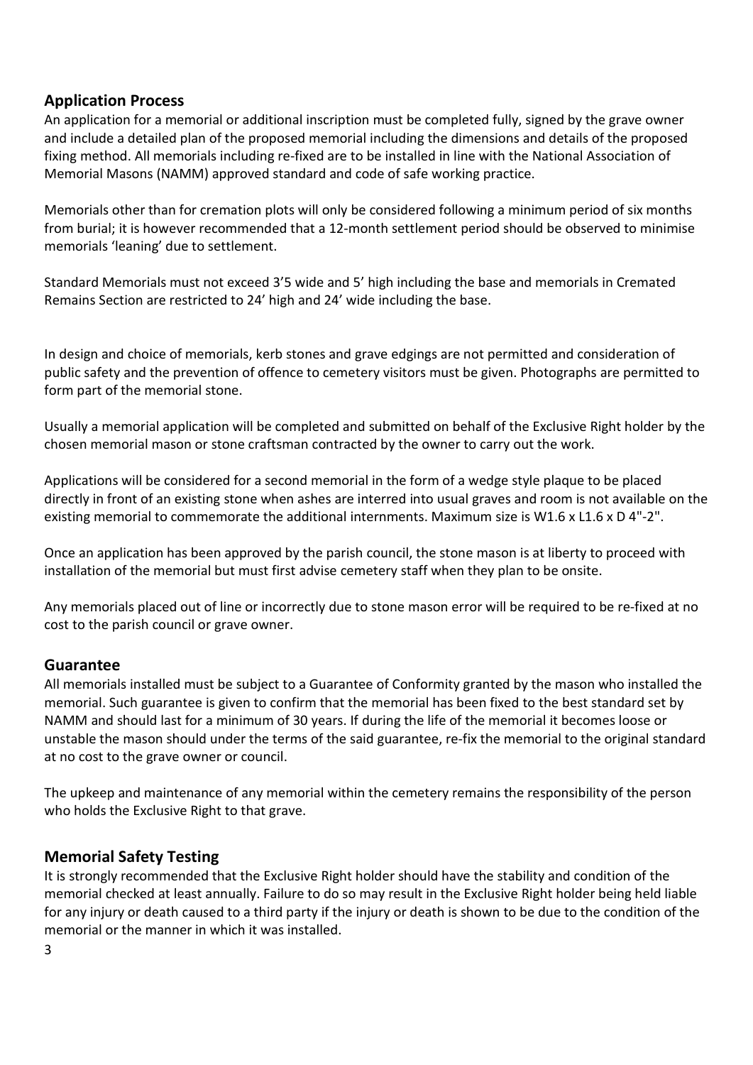## Application Process

An application for a memorial or additional inscription must be completed fully, signed by the grave owner and include a detailed plan of the proposed memorial including the dimensions and details of the proposed fixing method. All memorials including re-fixed are to be installed in line with the National Association of Memorial Masons (NAMM) approved standard and code of safe working practice.

Memorials other than for cremation plots will only be considered following a minimum period of six months from burial; it is however recommended that a 12-month settlement period should be observed to minimise memorials 'leaning' due to settlement.

Standard Memorials must not exceed 3'5 wide and 5' high including the base and memorials in Cremated Remains Section are restricted to 24' high and 24' wide including the base.

In design and choice of memorials, kerb stones and grave edgings are not permitted and consideration of public safety and the prevention of offence to cemetery visitors must be given. Photographs are permitted to form part of the memorial stone.

Usually a memorial application will be completed and submitted on behalf of the Exclusive Right holder by the chosen memorial mason or stone craftsman contracted by the owner to carry out the work.

Applications will be considered for a second memorial in the form of a wedge style plaque to be placed directly in front of an existing stone when ashes are interred into usual graves and room is not available on the existing memorial to commemorate the additional internments. Maximum size is W1.6 x L1.6 x D 4"-2".

Once an application has been approved by the parish council, the stone mason is at liberty to proceed with installation of the memorial but must first advise cemetery staff when they plan to be onsite.

Any memorials placed out of line or incorrectly due to stone mason error will be required to be re-fixed at no cost to the parish council or grave owner.

## Guarantee

All memorials installed must be subject to a Guarantee of Conformity granted by the mason who installed the memorial. Such guarantee is given to confirm that the memorial has been fixed to the best standard set by NAMM and should last for a minimum of 30 years. If during the life of the memorial it becomes loose or unstable the mason should under the terms of the said guarantee, re-fix the memorial to the original standard at no cost to the grave owner or council.

The upkeep and maintenance of any memorial within the cemetery remains the responsibility of the person who holds the Exclusive Right to that grave.

## Memorial Safety Testing

It is strongly recommended that the Exclusive Right holder should have the stability and condition of the memorial checked at least annually. Failure to do so may result in the Exclusive Right holder being held liable for any injury or death caused to a third party if the injury or death is shown to be due to the condition of the memorial or the manner in which it was installed.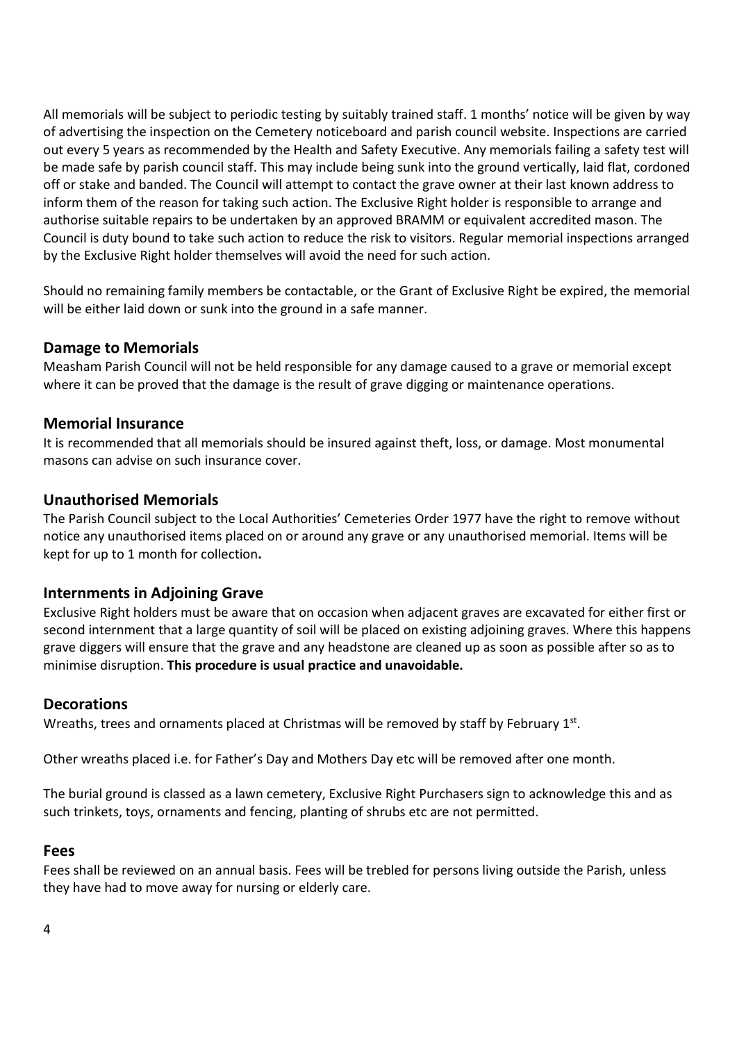All memorials will be subject to periodic testing by suitably trained staff. 1 months' notice will be given by way of advertising the inspection on the Cemetery noticeboard and parish council website. Inspections are carried out every 5 years as recommended by the Health and Safety Executive. Any memorials failing a safety test will be made safe by parish council staff. This may include being sunk into the ground vertically, laid flat, cordoned off or stake and banded. The Council will attempt to contact the grave owner at their last known address to inform them of the reason for taking such action. The Exclusive Right holder is responsible to arrange and authorise suitable repairs to be undertaken by an approved BRAMM or equivalent accredited mason. The Council is duty bound to take such action to reduce the risk to visitors. Regular memorial inspections arranged by the Exclusive Right holder themselves will avoid the need for such action.

Should no remaining family members be contactable, or the Grant of Exclusive Right be expired, the memorial will be either laid down or sunk into the ground in a safe manner.

## Damage to Memorials

Measham Parish Council will not be held responsible for any damage caused to a grave or memorial except where it can be proved that the damage is the result of grave digging or maintenance operations.

## Memorial Insurance

It is recommended that all memorials should be insured against theft, loss, or damage. Most monumental masons can advise on such insurance cover.

## Unauthorised Memorials

The Parish Council subject to the Local Authorities' Cemeteries Order 1977 have the right to remove without notice any unauthorised items placed on or around any grave or any unauthorised memorial. Items will be kept for up to 1 month for collection**.**

## Internments in Adjoining Grave

Exclusive Right holders must be aware that on occasion when adjacent graves are excavated for either first or second internment that a large quantity of soil will be placed on existing adjoining graves. Where this happens grave diggers will ensure that the grave and any headstone are cleaned up as soon as possible after so as to minimise disruption. **This procedure is usual practice and unavoidable.**

## Decorations

Wreaths, trees and ornaments placed at Christmas will be removed by staff by February 1st.

Other wreaths placed i.e. for Father's Day and Mothers Day etc will be removed after one month.

The burial ground is classed as a lawn cemetery, Exclusive Right Purchasers sign to acknowledge this and as such trinkets, toys, ornaments and fencing, planting of shrubs etc are not permitted.

## Fees

Fees shall be reviewed on an annual basis. Fees will be trebled for persons living outside the Parish, unless they have had to move away for nursing or elderly care.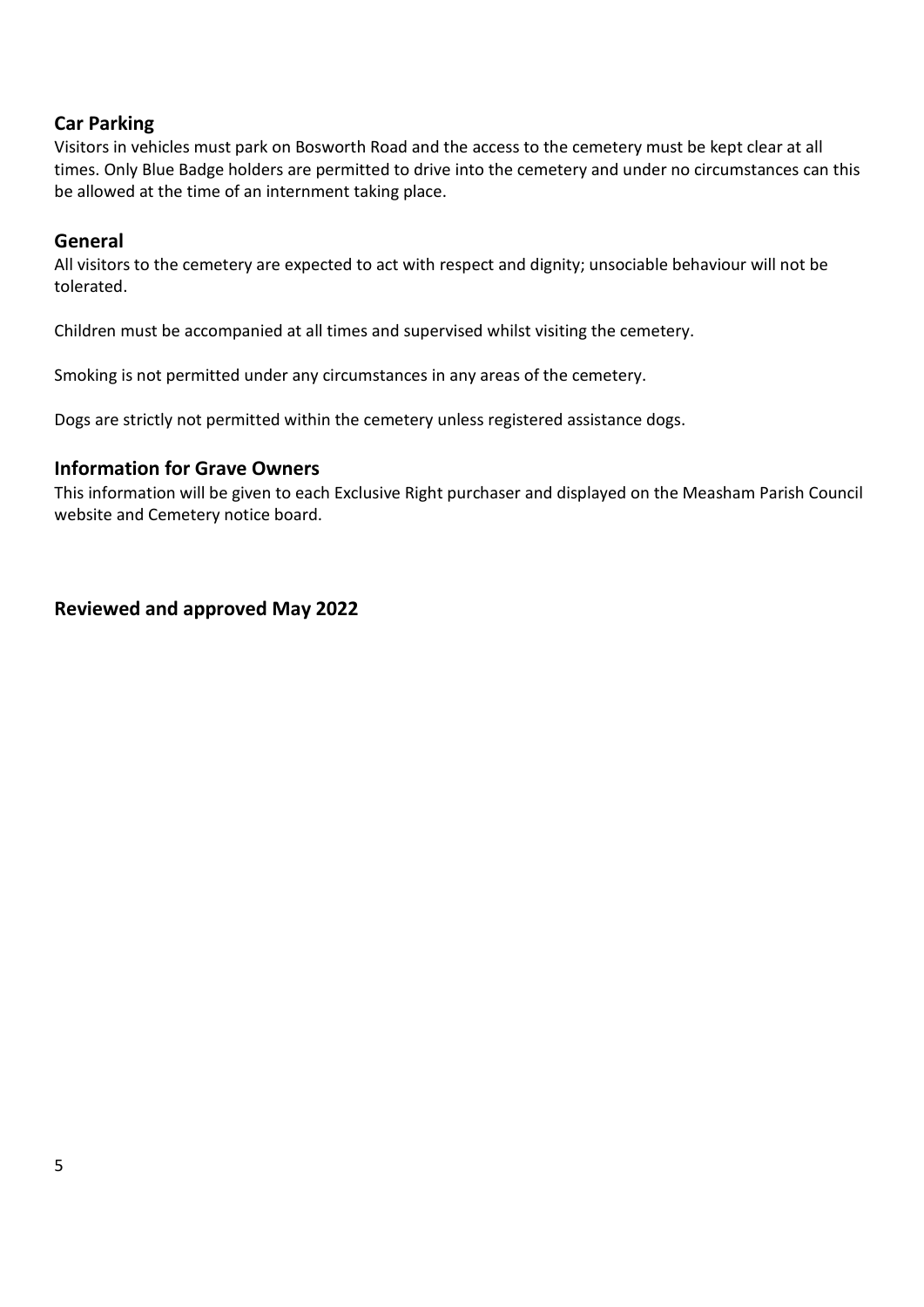## Car Parking

Visitors in vehicles must park on Bosworth Road and the access to the cemetery must be kept clear at all times. Only Blue Badge holders are permitted to drive into the cemetery and under no circumstances can this be allowed at the time of an internment taking place.

## General

All visitors to the cemetery are expected to act with respect and dignity; unsociable behaviour will not be tolerated.

Children must be accompanied at all times and supervised whilst visiting the cemetery.

Smoking is not permitted under any circumstances in any areas of the cemetery.

Dogs are strictly not permitted within the cemetery unless registered assistance dogs.

## Information for Grave Owners

This information will be given to each Exclusive Right purchaser and displayed on the Measham Parish Council website and Cemetery notice board.

**Reviewed and approved May 2022**